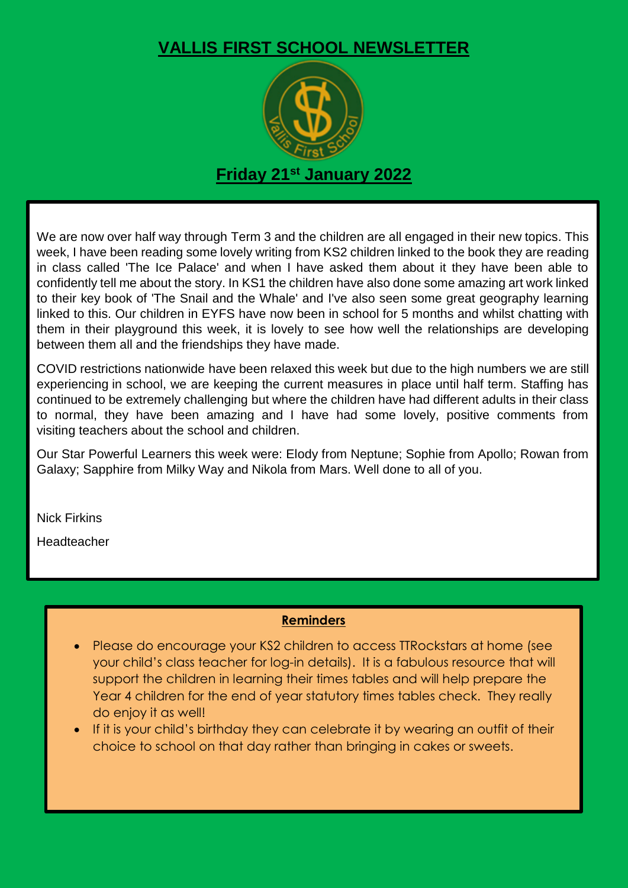# VALLIS FIRST SCHOOL NEWSLETTER

## Friday 21st January 2022

We are now over half way through Term 3 and the children are all engaged in their new topics. This week, I have been reading some lovely writing from KS2 children linked to the book they are reading in class called 'The Ice Palace' and when I have asked them about it they have been able to confidently tell me about the story. In KS1 the children have also done some amazing art work linked to their key book of 'The Snail and the Whale' and I've also seen some great geography learning linked to this. Our children in EYFS have now been in school for 5 months and whilst chatting with them in their playground this week, it is lovely to see how well the relationships are developing between them all and the friendships they have made.

COVID restrictions nationwide have been relaxed this week but due to the high numbers we are still experiencing in school, we are keeping the current measures in place until half term. Staffing has continued to be extremely challenging but where the children have had different adults in their class to normal, they have been amazing and I have had some lovely, positive comments from visiting teachers about the school and children.

Our Star Powerful Learners this week were: Elody from Neptune; Sophie from Apollo; Rowan from Galaxy; Sapphire from Milky Way and Nikola from Mars. Well done to all of you.

Nick Firkins

Headteacher

### Reminders

- Please do encourage your KS2 children to access TTRockstars at home (see your child's class teacher for log-in details). It is a fabulous resource that will support the children in learning their times tables and will help prepare the Year 4 children for the end of year statutory times tables check. They really do enjoy it as well!
- If it is your child's birthday they can celebrate it by wearing an outfit of their choice to school on that day rather than bringing in cakes or sweets.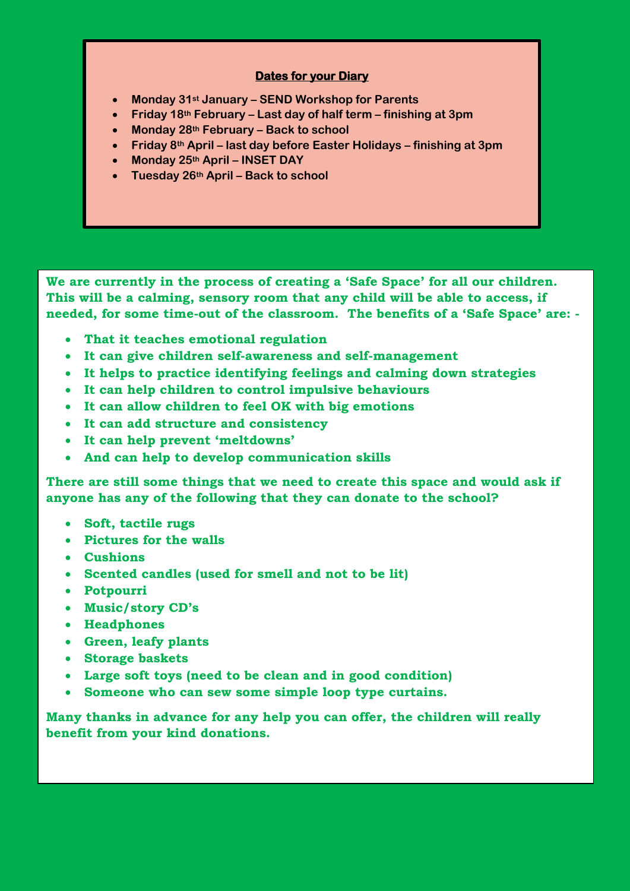## Dates for your Diary

- **Monday 31st January – SEND Workshop for Parents**
- **Friday 18th February – Last day of half term – finishing at 3pm**
- **Monday 28th February – Back to school**
- **Friday 8th April – last day before Easter Holidays – finishing at 3pm**
- **Monday 25th April – INSET DAY**
- **Tuesday 26th April – Back to school**

**We are currently in the process of creating a 'Safe Space' for all our children. This will be a calming, sensory room that any child will be able to access, if needed, for some time-out of the classroom. The benefits of a 'Safe Space' are: -**

- **That it teaches emotional regulation**
- **It can give children self-awareness and self-management**
- **It helps to practice identifying feelings and calming down strategies**
- **It can help children to control impulsive behaviours**
- **It can allow children to feel OK with big emotions**
- **It can add structure and consistency**
- **It can help prevent 'meltdowns'**
- **And can help to develop communication skills**

**There are still some things that we need to create this space and would ask if anyone has any of the following that they can donate to the school?**

- **Soft, tactile rugs**
- **Pictures for the walls**
- **Cushions**
- **Scented candles (used for smell and not to be lit)**
- **Potpourri**
- **Music/story CD's**
- **Headphones**
- **Green, leafy plants**
- **Storage baskets**
- **Large soft toys (need to be clean and in good condition)**
- **Someone who can sew some simple loop type curtains.**

**Many thanks in advance for any help you can offer, the children will really benefit from your kind donations.**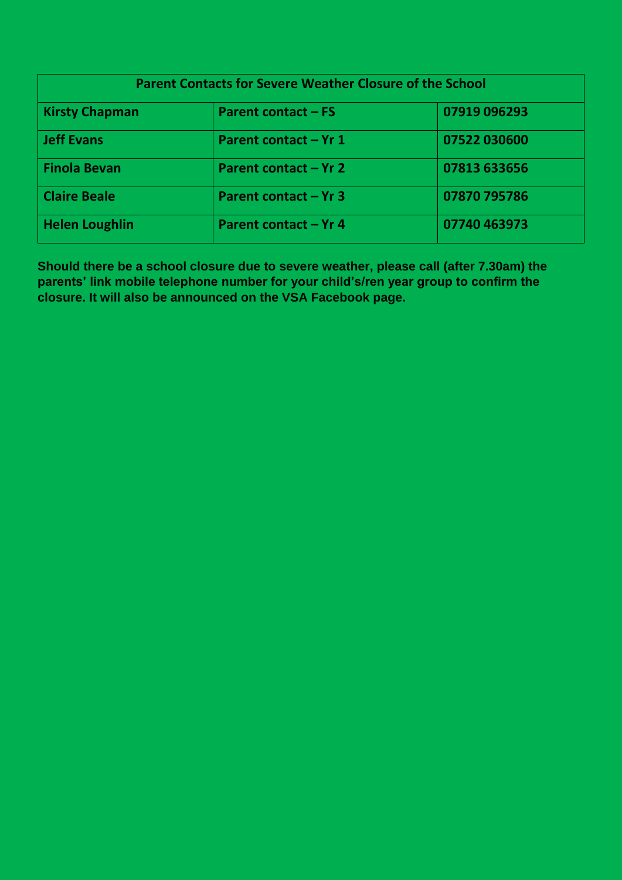| Parent Contacts for Severe Weather Closure of the School | | |
|---|---|---|
| **Kirsty Chapman** | **Parent contact – FS** | **07919 096293** |
| **Jeff Evans** | **Parent contact – Yr 1** | **07522 030600** |
| **Finola Bevan** | **Parent contact – Yr 2** | **07813 633656** |
| **Claire Beale** | **Parent contact – Yr 3** | **07870 795786** |
| **Helen Loughlin** | **Parent contact – Yr 4** | **07740 463973** |

**Should there be a school closure due to severe weather, please call (after 7.30am) the parents' link mobile telephone number for your child's/ren year group to confirm the closure. It will also be announced on the VSA Facebook page.**